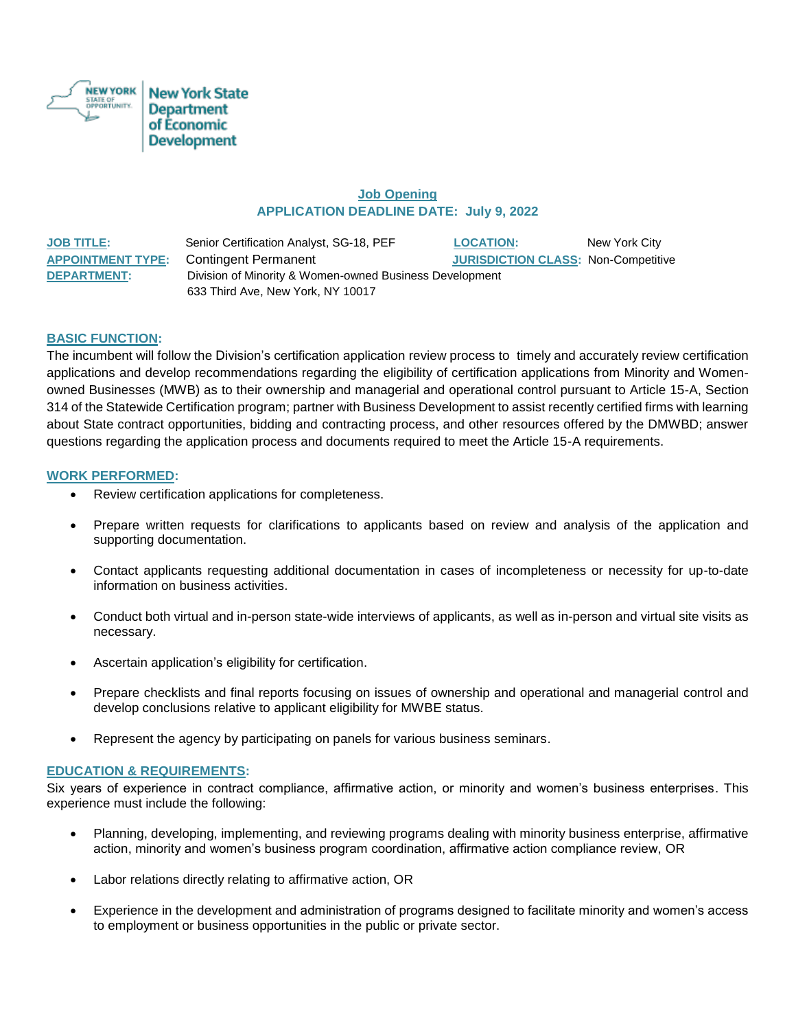New York State Department of Economic Development

## Job Opening

**APPLICATION DEADLINE DATE: July 9, 2022**

**JOB TITLE:** Senior Certification Analyst, SG-18, PEF
**LOCATION:** New York City
**APPOINTMENT TYPE:** Contingent Permanent
**JURISDICTION CLASS:** Non-Competitive
**DEPARTMENT:** Division of Minority & Women-owned Business Development
633 Third Ave, New York, NY 10017

### BASIC FUNCTION:

The incumbent will follow the Division's certification application review process to timely and accurately review certification applications and develop recommendations regarding the eligibility of certification applications from Minority and Women-owned Businesses (MWB) as to their ownership and managerial and operational control pursuant to Article 15-A, Section 314 of the Statewide Certification program; partner with Business Development to assist recently certified firms with learning about State contract opportunities, bidding and contracting process, and other resources offered by the DMWBD; answer questions regarding the application process and documents required to meet the Article 15-A requirements.

### WORK PERFORMED:

- Review certification applications for completeness.
- Prepare written requests for clarifications to applicants based on review and analysis of the application and supporting documentation.
- Contact applicants requesting additional documentation in cases of incompleteness or necessity for up-to-date information on business activities.
- Conduct both virtual and in-person state-wide interviews of applicants, as well as in-person and virtual site visits as necessary.
- Ascertain application's eligibility for certification.
- Prepare checklists and final reports focusing on issues of ownership and operational and managerial control and develop conclusions relative to applicant eligibility for MWBE status.
- Represent the agency by participating on panels for various business seminars.

### EDUCATION & REQUIREMENTS:

Six years of experience in contract compliance, affirmative action, or minority and women's business enterprises. This experience must include the following:

- Planning, developing, implementing, and reviewing programs dealing with minority business enterprise, affirmative action, minority and women's business program coordination, affirmative action compliance review, OR
- Labor relations directly relating to affirmative action, OR
- Experience in the development and administration of programs designed to facilitate minority and women's access to employment or business opportunities in the public or private sector.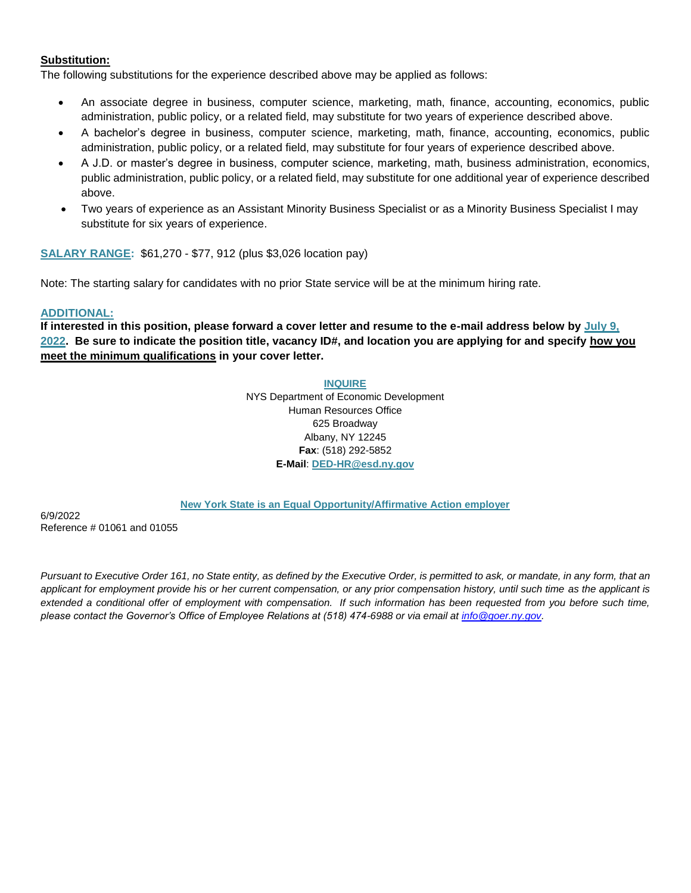**Substitution:**

The following substitutions for the experience described above may be applied as follows:

- An associate degree in business, computer science, marketing, math, finance, accounting, economics, public administration, public policy, or a related field, may substitute for two years of experience described above.
- A bachelor's degree in business, computer science, marketing, math, finance, accounting, economics, public administration, public policy, or a related field, may substitute for four years of experience described above.
- A J.D. or master's degree in business, computer science, marketing, math, business administration, economics, public administration, public policy, or a related field, may substitute for one additional year of experience described above.
- Two years of experience as an Assistant Minority Business Specialist or as a Minority Business Specialist I may substitute for six years of experience.

**SALARY RANGE:** $61,270 - $77, 912 (plus $3,026 location pay)

Note: The starting salary for candidates with no prior State service will be at the minimum hiring rate.

**ADDITIONAL:**

**If interested in this position, please forward a cover letter and resume to the e-mail address below by July 9, 2022. Be sure to indicate the position title, vacancy ID#, and location you are applying for and specify how you meet the minimum qualifications in your cover letter.**

**INQUIRE**

NYS Department of Economic Development
Human Resources Office
625 Broadway
Albany, NY 12245
**Fax**: (518) 292-5852
**E-Mail**: **DED-HR@esd.ny.gov**

**New York State is an Equal Opportunity/Affirmative Action employer**

6/9/2022
Reference # 01061 and 01055

*Pursuant to Executive Order 161, no State entity, as defined by the Executive Order, is permitted to ask, or mandate, in any form, that an applicant for employment provide his or her current compensation, or any prior compensation history, until such time as the applicant is extended a conditional offer of employment with compensation. If such information has been requested from you before such time, please contact the Governor's Office of Employee Relations at (518) 474-6988 or via email at info@goer.ny.gov.*